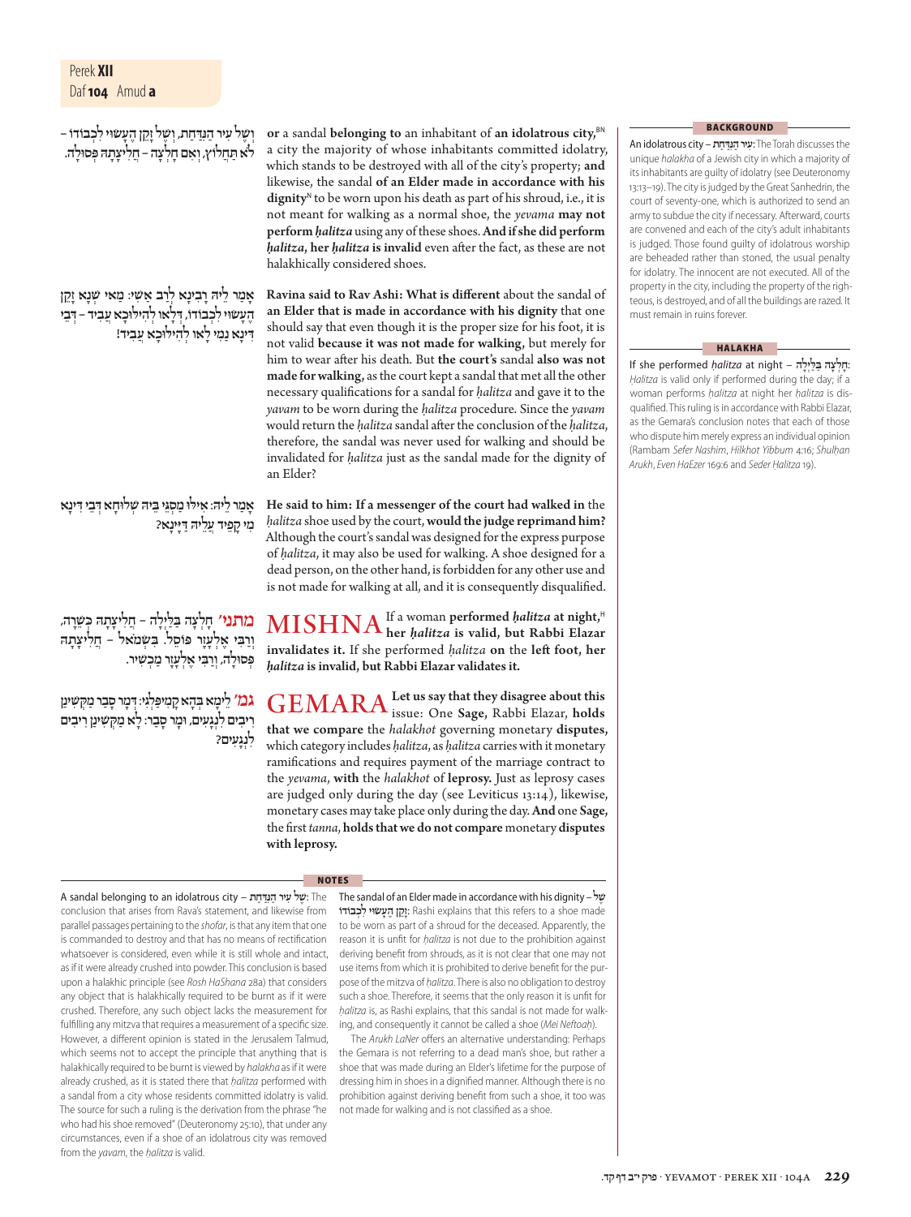וְשֶׁל עִיר הַנִּדַּחַת, וְשֶׁל זָקֵן הֶעָשׂוּי לִכְבוֹדוֹ – לֹא תַחֲלוֹץ, וְאִם חָלְצָה – חֲלִיצָתָהּ פְּסוּלָה.

**or** a sandal **belonging to** an inhabitant of **an idolatrous city,**[BN] a city the majority of whose inhabitants committed idolatry, which stands to be destroyed with all of the city's property; **and** likewise, the sandal **of an Elder made in accordance with his dignity**[N] to be worn upon his death as part of his shroud, i.e., it is not meant for walking as a normal shoe, the *yevama* **may not perform *ḥalitza*** using any of these shoes. **And if she did perform *ḥalitza*, her *ḥalitza* is invalid** even after the fact, as these are not halakhically considered shoes.

אָמַר לֵיהּ רָבִינָא לְרַב אַשִׁי: מַאי שְׁנָא זָקֵן הֶעָשׂוּי לִכְבוֹדוֹ, דְּלָאו לְהִילּוּכָא עֲבִיד – דְּבֵי דִינָא נַמִי לָאו לְהִילּוּכָא עֲבִיד!

**Ravina said to Rav Ashi: What is different** about the sandal of **an Elder that is made in accordance with his dignity** that one should say that even though it is the proper size for his foot, it is not valid **because it was not made for walking,** but merely for him to wear after his death. But **the court's** sandal **also was not made for walking,** as the court kept a sandal that met all the other necessary qualifications for a sandal for *ḥalitza* and gave it to the *yavam* to be worn during the *ḥalitza* procedure. Since the *yavam* would return the *ḥalitza* sandal after the conclusion of the *ḥalitza*, therefore, the sandal was never used for walking and should be invalidated for *ḥalitza* just as the sandal made for the dignity of an Elder?

אָמַר לֵיהּ: אִילּוּ מְסַגֵּי בֵּיהּ שְׁלוּחָא דְּבֵי דִינָא מִי קָפֵיד עֲלֵיהּ דַּיָּינָא?

**He said to him: If a messenger of the court had walked in** the *ḥalitza* shoe used by the court, **would the judge reprimand him?** Although the court's sandal was designed for the express purpose of *ḥalitza*, it may also be used for walking. A shoe designed for a dead person, on the other hand, is forbidden for any other use and is not made for walking at all, and it is consequently disqualified.

**מתני׳** חָלְצָה בַּלַּיְלָה – חֲלִיצָתָהּ כְּשֵׁרָה, וְרַבִּי אֶלְעָזָר פּוֹסֵל. בִּשְׂמֹאל – חֲלִיצָתָהּ פְּסוּלָה, וְרַבִּי אֶלְעָזָר מַכְשִׁיר.

**MISHNA** If a woman **performed *ḥalitza* at night,**[H] **her *ḥalitza* is valid, but Rabbi Elazar invalidates it.** If she performed *ḥalitza* **on the left foot, her *ḥalitza* is invalid, but Rabbi Elazar validates it.**

**גמ׳** לֵימָא בְּהָא קָמִיפַּלְגִי: דְּמָר סָבַר מַקְּשִׁינַן רִיבִים לִנְגָעִים, וּמָר סָבַר: לָא מַקְּשִׁינַן רִיבִים לִנְגָעִים?

**GEMARA** **Let us say that they disagree about this** issue: One **Sage,** Rabbi Elazar, **holds that we compare** the *halakhot* governing monetary **disputes,** which category includes *ḥalitza*, as *ḥalitza* carries with it monetary ramifications and requires payment of the marriage contract to the *yevama*, **with** the *halakhot* of **leprosy.** Just as leprosy cases are judged only during the day (see Leviticus 13:14), likewise, monetary cases may take place only during the day. **And** one **Sage,** the first *tanna*, **holds that we do not compare** monetary **disputes with leprosy.**

## BACKGROUND

An idolatrous city – עִיר הַנִּדַּחַת: The Torah discusses the unique *halakha* of a Jewish city in which a majority of its inhabitants are guilty of idolatry (see Deuteronomy 13:13–19). The city is judged by the Great Sanhedrin, the court of seventy-one, which is authorized to send an army to subdue the city if necessary. Afterward, courts are convened and each of the city's adult inhabitants is judged. Those found guilty of idolatrous worship are beheaded rather than stoned, the usual penalty for idolatry. The innocent are not executed. All of the property in the city, including the property of the righteous, is destroyed, and of all the buildings are razed. It must remain in ruins forever.

## HALAKHA

If she performed *ḥalitza* at night – חָלְצָה בַּלַּיְלָה: *Ḥalitza* is valid only if performed during the day; if a woman performs *ḥalitza* at night her *ḥalitza* is disqualified. This ruling is in accordance with Rabbi Elazar, as the Gemara's conclusion notes that each of those who dispute him merely express an individual opinion (Rambam *Sefer Nashim*, *Hilkhot Yibbum* 4:16; *Shulḥan Arukh*, *Even HaEzer* 169:6 and *Seder Ḥalitza* 19).

## NOTES

A sandal belonging to an idolatrous city – שֶׁל עִיר הַנִּדַּחַת: The conclusion that arises from Rava's statement, and likewise from parallel passages pertaining to the *shofar*, is that any item that one is commanded to destroy and that has no means of rectification whatsoever is considered, even while it is still whole and intact, as if it were already crushed into powder. This conclusion is based upon a halakhic principle (see *Rosh HaShana* 28a) that considers any object that is halakhically required to be burnt as if it were crushed. Therefore, any such object lacks the measurement for fulfilling any mitzva that requires a measurement of a specific size. However, a different opinion is stated in the Jerusalem Talmud, which seems not to accept the principle that anything that is halakhically required to be burnt is viewed by *halakha* as if it were already crushed, as it is stated there that *ḥalitza* performed with a sandal from a city whose residents committed idolatry is valid. The source for such a ruling is the derivation from the phrase "he who had his shoe removed" (Deuteronomy 25:10), that under any circumstances, even if a shoe of an idolatrous city was removed from the *yavam*, the *ḥalitza* is valid.

The sandal of an Elder made in accordance with his dignity – שֶׁל זָקֵן הֶעָשׂוּי לִכְבוֹדוֹ: Rashi explains that this refers to a shoe made to be worn as part of a shroud for the deceased. Apparently, the reason it is unfit for *ḥalitza* is not due to the prohibition against deriving benefit from shrouds, as it is not clear that one may not use items from which it is prohibited to derive benefit for the purpose of the mitzva of *ḥalitza*. There is also no obligation to destroy such a shoe. Therefore, it seems that the only reason it is unfit for *ḥalitza* is, as Rashi explains, that this sandal is not made for walking, and consequently it cannot be called a shoe (*Mei Neftoaḥ*).

The *Arukh LaNer* offers an alternative understanding: Perhaps the Gemara is not referring to a dead man's shoe, but rather a shoe that was made during an Elder's lifetime for the purpose of dressing him in shoes in a dignified manner. Although there is no prohibition against deriving benefit from such a shoe, it too was not made for walking and is not classified as a shoe.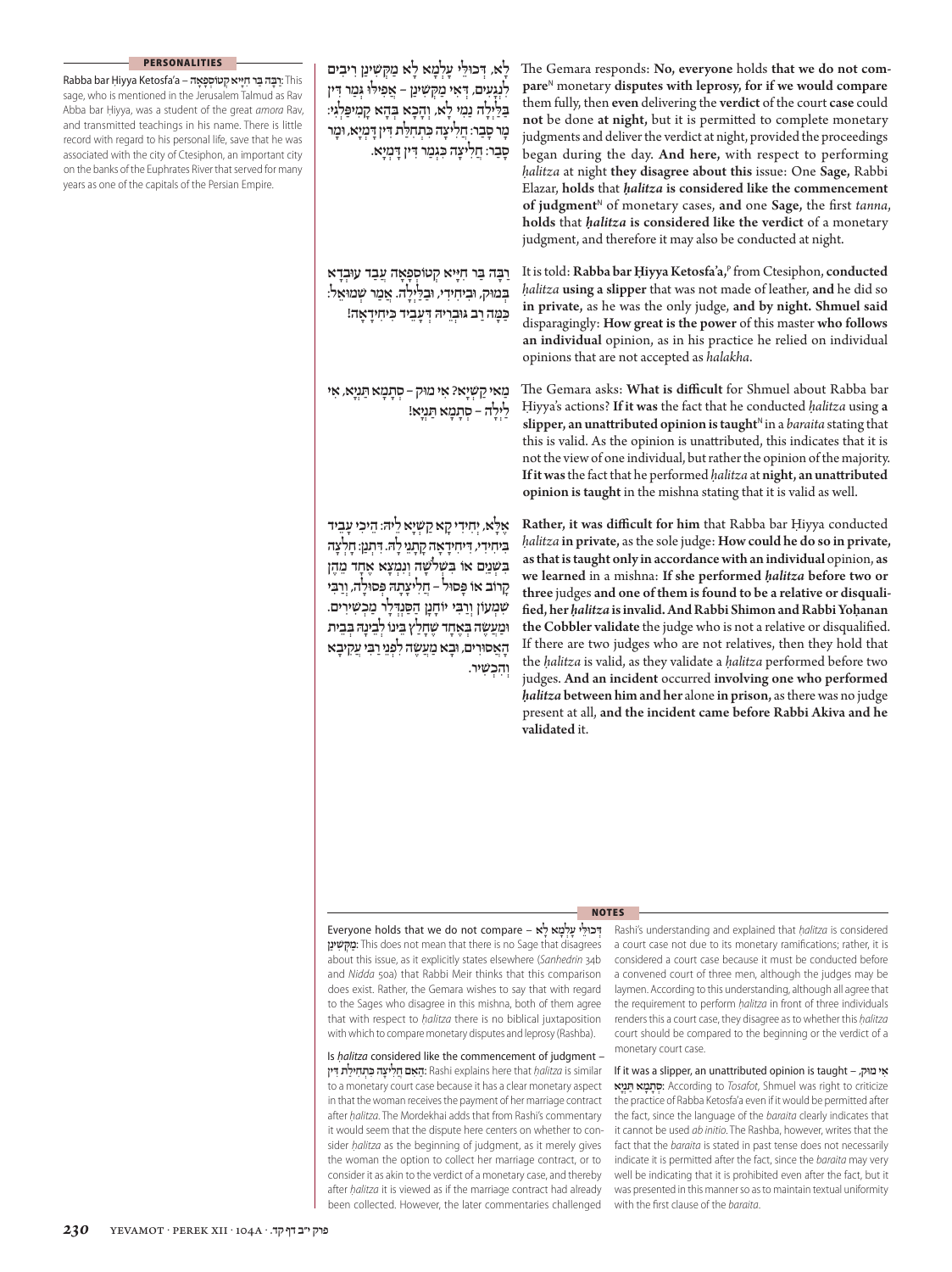## PERSONALITIES

Rabba bar Ḥiyya Ketosfa'a – **רַבָּה בַּר חִיָּיא קְטוֹסְפָאָה**: This sage, who is mentioned in the Jerusalem Talmud as Rav Abba bar Ḥiyya, was a student of the great *amora* Rav, and transmitted teachings in his name. There is little record with regard to his personal life, save that he was associated with the city of Ctesiphon, an important city on the banks of the Euphrates River that served for many years as one of the capitals of the Persian Empire.

לָא, דְּכוּלֵּי עָלְמָא לָא מַקְּשִׁינַן רִיבִים לִנְגָעִים, דְּאִי מַקְּשִׁינַן – אֲפִילּוּ גְּמַר דִּין בַּלַּיְלָה נָמֵי לָא, וְהָכָא בְּהָא קָמִיפַּלְגִי: מָר סָבַר: חֲלִיצָה כִּתְחִלַּת דִּין דָּמְיָא, וּמָר סָבַר: חֲלִיצָה כִּגְמַר דִּין דָּמְיָא.

The Gemara responds: **No, everyone** holds **that we do not compare**[N] monetary **disputes with leprosy, for if we would compare** them fully, then **even** delivering the **verdict** of the court **case** could **not** be done **at night,** but it is permitted to complete monetary judgments and deliver the verdict at night, provided the proceedings began during the day. **And here,** with respect to performing *ḥalitza* at night **they disagree about this** issue: One **Sage,** Rabbi Elazar, **holds** that ***ḥalitza* is considered like the commencement of judgment**[N] of monetary cases, **and** one **Sage,** the first *tanna*, **holds** that ***ḥalitza* is considered like the verdict** of a monetary judgment, and therefore it may also be conducted at night.

רַבָּה בַּר חִיָּיא קְטוֹסְפָאָה עֲבַד עוּבְדָא בְּמוּק, וּבִיחִידִי, וּבַלַּיְלָה. אָמַר שְׁמוּאֵל: כַּמָּה רַב גּוּבְרֵיהּ דְּעָבֵיד כְּיָחִידָאָה!

It is told: **Rabba bar Ḥiyya Ketosfa'a,**[P] from Ctesiphon, **conducted** *ḥalitza* **using a slipper** that was not made of leather, **and** he did so **in private,** as he was the only judge, **and by night. Shmuel said** disparagingly: **How great is the power** of this master **who follows an individual** opinion, as in his practice he relied on individual opinions that are not accepted as *halakha*.

מַאי קַשְׁיָא? אִי מוּק – סְתָמָא תַּנְיָא, אִי לַיְלָה – סְתָמָא תְּנַן!

The Gemara asks: **What is difficult** for Shmuel about Rabba bar Ḥiyya's actions? **If it was** the fact that he conducted *ḥalitza* using **a slipper, an unattributed opinion is taught**[N] in a *baraita* stating that this is valid. As the opinion is unattributed, this indicates that it is not the view of one individual, but rather the opinion of the majority. **If it was** the fact that he performed *ḥalitza* at **night, an unattributed opinion is taught** in the mishna stating that it is valid as well.

אֶלָּא, יְחִידִי קָא קַשְׁיָא לֵיהּ: הֵיכִי עָבֵיד בְּיָחִידִי, דִּיחִידָאָה קָתָנֵי לַהּ. דִּתְנַן: חָלְצָה בִּשְׁנַיִם אוֹ בִשְׁלֹשָׁה וְנִמְצָא אֶחָד מֵהֶן קָרוֹב אוֹ פָּסוּל – חֲלִיצָתָהּ פְּסוּלָה, וְרַבִּי שִׁמְעוֹן וְרַבִּי יוֹחָנָן הַסַּנְדְּלָר מַכְשִׁירִים. וּמַעֲשֶׂה בְּאֶחָד שֶׁחָלַץ בֵּינוֹ לְבֵינָהּ בְּבֵית הָאֲסוּרִים, וּבָא מַעֲשֶׂה לִפְנֵי רַבִּי עֲקִיבָא וְהִכְשִׁיר.

**Rather, it was difficult for him** that Rabba bar Ḥiyya conducted *ḥalitza* **in private,** as the sole judge: **How could he do so in private, as that is taught only in accordance with an individual** opinion, **as we learned** in a mishna: **If she performed *ḥalitza* before two or three** judges **and one of them is found to be a relative or disqualified, her *ḥalitza* is invalid. And Rabbi Shimon and Rabbi Yoḥanan the Cobbler validate** the judge who is not a relative or disqualified. If there are two judges who are not relatives, then they hold that the *ḥalitza* is valid, as they validate a *ḥalitza* performed before two judges. **And an incident** occurred **involving one who performed *ḥalitza* between him and her** alone **in prison,** as there was no judge present at all, **and the incident came before Rabbi Akiva and he validated** it.

## NOTES

Everyone holds that we do not compare – **דְּכוּלֵּי עָלְמָא לָא מַקְּשִׁינַן**: This does not mean that there is no Sage that disagrees about this issue, as it explicitly states elsewhere (*Sanhedrin* 34b and *Nidda* 50a) that Rabbi Meir thinks that this comparison does exist. Rather, the Gemara wishes to say that with regard to the Sages who disagree in this mishna, both of them agree that with respect to *ḥalitza* there is no biblical juxtaposition with which to compare monetary disputes and leprosy (Rashba).

Is *ḥalitza* considered like the commencement of judgment – **הַאִם חֲלִיצָה כִּתְחִלַּת דִּין**: Rashi explains here that *ḥalitza* is similar to a monetary court case because it has a clear monetary aspect in that the woman receives the payment of her marriage contract after *ḥalitza*. The Mordekhai adds that from Rashi's commentary it would seem that the dispute here centers on whether to consider *ḥalitza* as the beginning of judgment, as it merely gives the woman the option to collect her marriage contract, or to consider it as akin to the verdict of a monetary case, and thereby after *ḥalitza* it is viewed as if the marriage contract had already been collected. However, the later commentaries challenged Rashi's understanding and explained that *ḥalitza* is considered a court case not due to its monetary ramifications; rather, it is considered a court case because it must be conducted before a convened court of three men, although the judges may be laymen. According to this understanding, although all agree that the requirement to perform *ḥalitza* in front of three individuals renders this a court case, they disagree as to whether this *ḥalitza* court should be compared to the beginning or the verdict of a monetary court case.

If it was a slipper, an unattributed opinion is taught – **אִי מוּק, סְתָמָא תַּנְיָא**: According to *Tosafot*, Shmuel was right to criticize the practice of Rabba Ketosfa'a even if it would be permitted after the fact, since the language of the *baraita* clearly indicates that it cannot be used *ab initio*. The Rashba, however, writes that the fact that the *baraita* is stated in past tense does not necessarily indicate it is permitted after the fact, since the *baraita* may very well be indicating that it is prohibited even after the fact, but it was presented in this manner so as to maintain textual uniformity with the first clause of the *baraita*.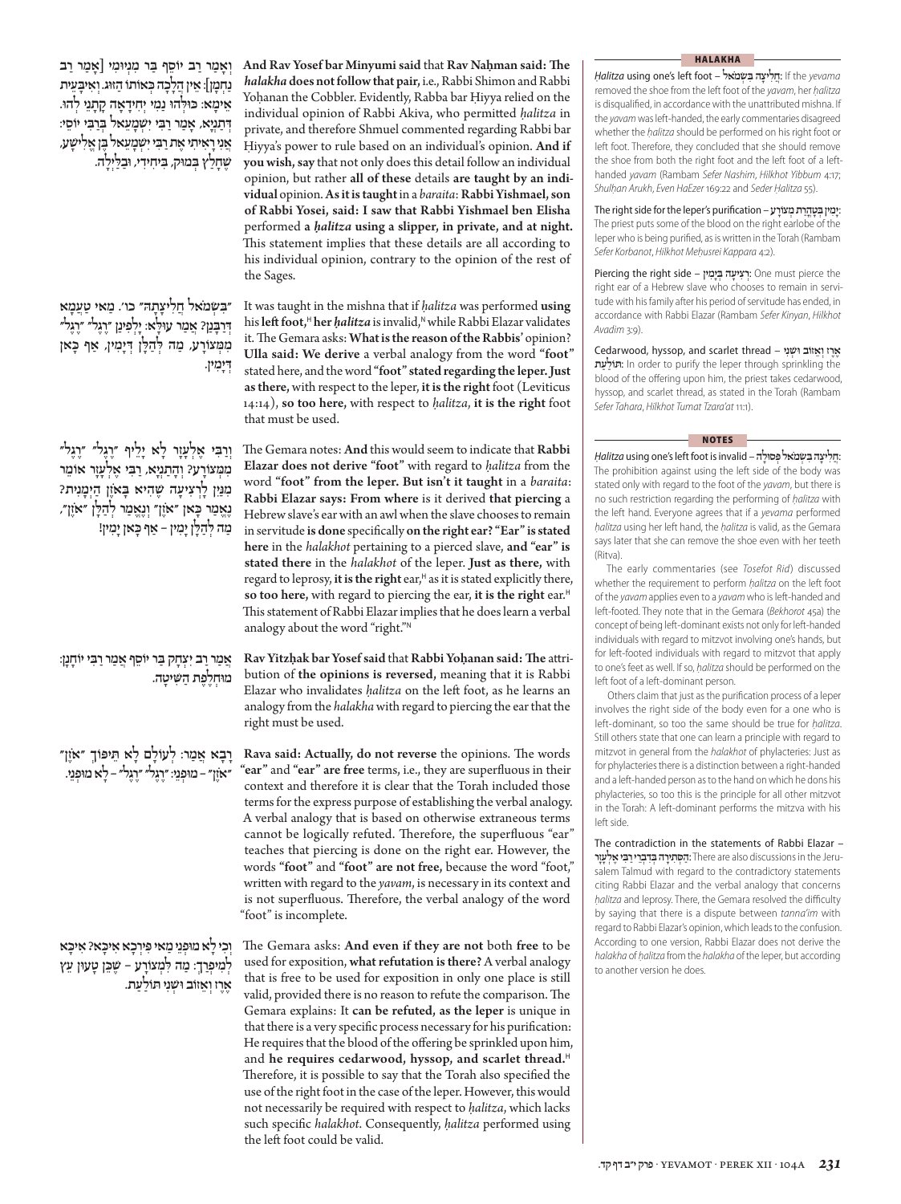וְאָמַר רַב יוֹסֵף בַּר מִנְיוּמִי [אָמַר רַב נַחְמָן]: אֵין הֲלָכָה כְּאוֹתוֹ הַזּוּג. וְאִיבָּעֵית אֵימָא: כּוּלְּהוּ נָמֵי יְחִידָאָה קָתָנֵי לְהוּ. דְּתַנְיָא, אָמַר רַבִּי יִשְׁמָעֵאל בְּרַבִּי יוֹסֵי: אֲנִי רָאִיתִי אֶת רַבִּי יִשְׁמָעֵאל בֶּן אֱלִישָׁע, שֶׁחָלַץ בְּמוֹק, בִּיחִידִי, וּבַלַּיְלָה.

**And Rav Yosef bar Minyumi said** that **Rav Naḥman said: The** *halakha* **does not follow that pair,** i.e., Rabbi Shimon and Rabbi Yoḥanan the Cobbler. Evidently, Rabba bar Ḥiyya relied on the individual opinion of Rabbi Akiva, who permitted *ḥalitza* in private, and therefore Shmuel commented regarding Rabbi bar Ḥiyya's power to rule based on an individual's opinion. **And if you wish, say** that not only does this detail follow an individual opinion, but rather **all of these** details **are taught by an individual** opinion. **As it is taught** in a *baraita*: **Rabbi Yishmael, son of Rabbi Yosei, said: I saw that Rabbi Yishmael ben Elisha** performed **a** *ḥalitza* **using a slipper, in private, and at night.** This statement implies that these details are all according to his individual opinion, contrary to the opinion of the rest of the Sages.

״בִּשְׂמֹאל חֲלִיצָתָהּ״ כו׳. מַאי טַעְמָא דְּרַבָּנַן? אָמַר עוּלָּא: יָלְפִינַן ״רֶגֶל״ ״רֶגֶל״ מִמְּצוֹרָע, מָה לְהַלָּן דְּיָמִין, אַף כָּאן דְּיָמִין.

It was taught in the mishna that if *ḥalitza* was performed **using** his **left foot,** her *ḥalitza* is invalid, while Rabbi Elazar validates it. The Gemara asks: **What is the reason of the Rabbis**' opinion? **Ulla said: We derive** a verbal analogy from the word **"foot"** stated here, and the word **"foot" stated regarding the leper. Just as there,** with respect to the leper, **it is the right** foot (Leviticus 14:14), **so too here,** with respect to *ḥalitza*, **it is the right** foot that must be used.

וְרַבִּי אֶלְעָזָר לָא יָלֵיף ״רֶגֶל״ ״רֶגֶל״ מִמְּצוֹרָע? וְהָתַנְיָא, רַבִּי אֶלְעָזָר אוֹמֵר מִנַּיִן לִרְצִיעָה שֶׁהִיא בְּאֹזֶן הַיְמָנִית? נֶאֱמַר כָּאן ״אֹזֶן״ וְנֶאֱמַר לְהַלָּן ״אֹזֶן״, מָה לְהַלָּן יָמִין – אַף כָּאן יָמִין!

The Gemara notes: **And** this would seem to indicate that **Rabbi Elazar does not derive "foot"** with regard to *ḥalitza* from the word **"foot" from the leper. But isn't it taught** in a *baraita*: **Rabbi Elazar says: From where** is it derived **that piercing** a Hebrew slave's ear with an awl when the slave chooses to remain in servitude **is done** specifically **on the right ear? "Ear" is stated here** in the *halakhot* pertaining to a pierced slave, **and "ear" is stated there** in the *halakhot* of the leper. **Just as there,** with regard to leprosy, **it is the right** ear, as it is stated explicitly there, **so too here,** with regard to piercing the ear, **it is the right** ear. This statement of Rabbi Elazar implies that he does learn a verbal analogy about the word "right."

אָמַר רַב יִצְחָק בַּר יוֹסֵף אָמַר רַבִּי יוֹחָנָן: מוּחְלֶפֶת הַשִּׁיטָה.

**Rav Yitzḥak bar Yosef said** that **Rabbi Yoḥanan said: The** attribution of **the opinions is reversed,** meaning that it is Rabbi Elazar who invalidates *ḥalitza* on the left foot, as he learns an analogy from the *halakha* with regard to piercing the ear that the right must be used.

רָבָא אָמַר: לְעוֹלָם לָא תֵּיפוֹךְ ״אֹזֶן״ ״אֹזֶן״ – מוּפְנֵי: ״רֶגֶל״ ״רֶגֶל״ – לָא מוּפְנֵי.

**Rava said: Actually, do not reverse** the opinions. The words **"ear"** and **"ear" are free** terms, i.e., they are superfluous in their context and therefore it is clear that the Torah included those terms for the express purpose of establishing the verbal analogy. A verbal analogy that is based on otherwise extraneous terms cannot be logically refuted. Therefore, the superfluous "ear" teaches that piercing is done on the right ear. However, the words **"foot"** and **"foot" are not free,** because the word "foot," written with regard to the *yavam*, is necessary in its context and is not superfluous. Therefore, the verbal analogy of the word "foot" is incomplete.

וְכִי לָא מוּפְנֵי מַאי פִּירְכָא אִיכָּא? אִיכָּא לְמִיפְרַךְ: מָה לִמְצוֹרָע – שֶׁכֵּן טָעוּן עֵץ אֶרֶז וְאֵזוֹב וּשְׁנִי תוֹלַעַת.

The Gemara asks: **And even if they are not** both **free** to be used for exposition, **what refutation is there?** A verbal analogy that is free to be used for exposition in only one place is still valid, provided there is no reason to refute the comparison. The Gemara explains: It **can be refuted, as the leper** is unique in that there is a very specific process necessary for his purification: He requires that the blood of the offering be sprinkled upon him, and **he requires cedarwood, hyssop, and scarlet thread.** Therefore, it is possible to say that the Torah also specified the use of the right foot in the case of the leper. However, this would not necessarily be required with respect to *ḥalitza*, which lacks such specific *halakhot*. Consequently, *ḥalitza* performed using the left foot could be valid.

## HALAKHA

*Ḥalitza* using one's left foot – **חֲלִיצָה בִּשְׂמֹאל**: If the *yevama* removed the shoe from the left foot of the *yavam*, her *ḥalitza* is disqualified, in accordance with the unattributed mishna. If the *yavam* was left-handed, the early commentaries disagreed whether the *ḥalitza* should be performed on his right foot or left foot. Therefore, they concluded that she should remove the shoe from both the right foot and the left foot of a left-handed *yavam* (Rambam *Sefer Nashim*, *Hilkhot Yibbum* 4:17; *Shulḥan Arukh*, *Even HaEzer* 169:22 and *Seder Ḥalitza* 55).

The right side for the leper's purification – **יָמִין בְּטָהֳרַת מְצוֹרָע**: The priest puts some of the blood on the right earlobe of the leper who is being purified, as is written in the Torah (Rambam *Sefer Korbanot*, *Hilkhot Meḥusrei Kappara* 4:2).

Piercing the right side – **רְצִיעָה בְּיָמִין**: One must pierce the right ear of a Hebrew slave who chooses to remain in servitude with his family after his period of servitude has ended, in accordance with Rabbi Elazar (Rambam *Sefer Kinyan*, *Hilkhot Avadim* 3:9).

Cedarwood, hyssop, and scarlet thread – **אֶרֶז וְאֵזוֹב וּשְׁנִי תּוֹלַעַת**: In order to purify the leper through sprinkling the blood of the offering upon him, the priest takes cedarwood, hyssop, and scarlet thread, as stated in the Torah (Rambam *Sefer Tahara*, *Hilkhot Tumat Tzara'at* 11:1).

## NOTES

*Ḥalitza* using one's left foot is invalid – **חֲלִיצָה בִּשְׂמֹאל פְּסוּלָה**: The prohibition against using the left side of the body was stated only with regard to the foot of the *yavam*, but there is no such restriction regarding the performing of *ḥalitza* with the left hand. Everyone agrees that if a *yevama* performed *ḥalitza* using her left hand, the *ḥalitza* is valid, as the Gemara says later that she can remove the shoe even with her teeth (Ritva).

The early commentaries (see *Tosefot Rid*) discussed whether the requirement to perform *ḥalitza* on the left foot of the *yavam* applies even to a *yavam* who is left-handed and left-footed. They note that in the Gemara (*Bekhorot* 45a) the concept of being left-dominant exists not only for left-handed individuals with regard to mitzvot involving one's hands, but for left-footed individuals with regard to mitzvot that apply to one's feet as well. If so, *ḥalitza* should be performed on the left foot of a left-dominant person.

Others claim that just as the purification process of a leper involves the right side of the body even for a one who is left-dominant, so too the same should be true for *ḥalitza*. Still others state that one can learn a principle with regard to mitzvot in general from the *halakhot* of phylacteries: Just as for phylacteries there is a distinction between a right-handed and a left-handed person as to the hand on which he dons his phylacteries, so too this is the principle for all other mitzvot in the Torah: A left-dominant performs the mitzva with his left side.

The contradiction in the statements of Rabbi Elazar – **הַסְתִּירָה בְּדִבְרֵי רַבִּי אֶלְעָזָר**: There are also discussions in the Jerusalem Talmud with regard to the contradictory statements citing Rabbi Elazar and the verbal analogy that concerns *ḥalitza* and leprosy. There, the Gemara resolved the difficulty by saying that there is a dispute between *tanna'im* with regard to Rabbi Elazar's opinion, which leads to the confusion. According to one version, Rabbi Elazar does not derive the *halakha* of *ḥalitza* from the *halakha* of the leper, but according to another version he does.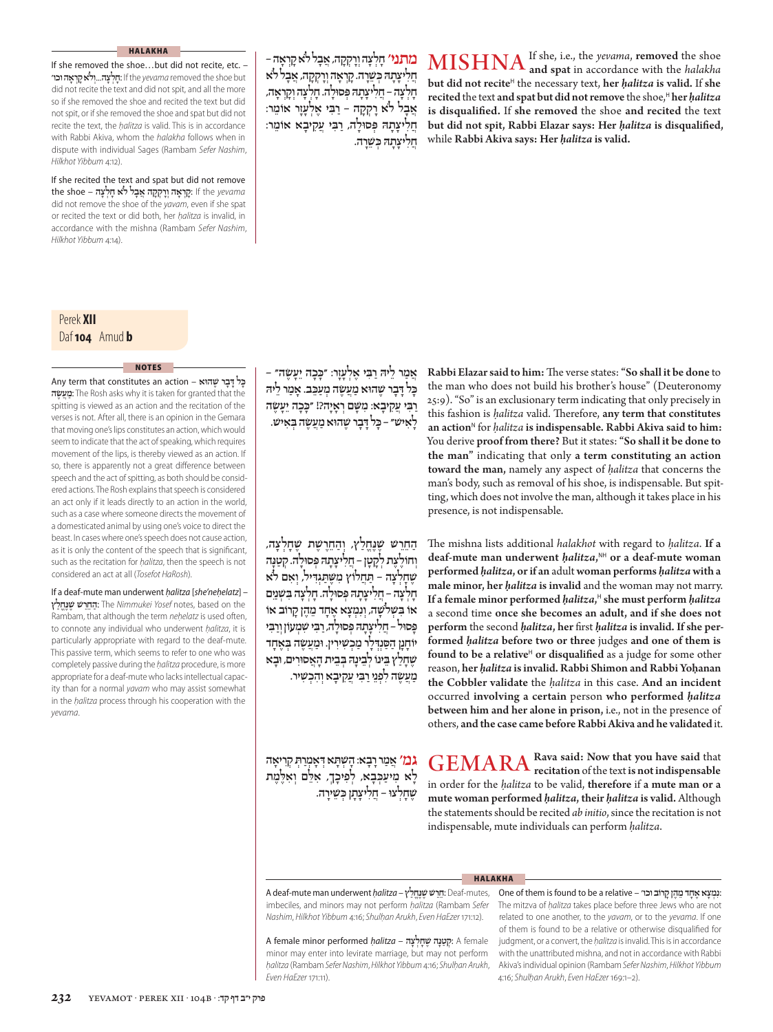## HALAKHA

If she removed the shoe…but did not recite, etc. – חָלְצָה...וְלֹא קָרְאָה וכו׳: If the *yevama* removed the shoe but did not recite the text and did not spit, and all the more so if she removed the shoe and recited the text but did not spit, or if she removed the shoe and spat but did not recite the text, the *ḥalitza* is valid. This is in accordance with Rabbi Akiva, whom the *halakha* follows when in dispute with individual Sages (Rambam *Sefer Nashim*, *Hilkhot Yibbum* 4:12).

If she recited the text and spat but did not remove the shoe – קָרְאָה וְרָקְקָה אֲבָל לֹא חָלְצָה: If the *yevama* did not remove the shoe of the *yavam*, even if she spat or recited the text or did both, her *ḥalitza* is invalid, in accordance with the mishna (Rambam *Sefer Nashim*, *Hilkhot Yibbum* 4:14).

מתני׳ חָלְצָה וְרָקְקָה, אֲבָל לֹא קָרְאָה – חֲלִיצָתָהּ כְּשֵׁרָה. קָרְאָה וְרָקְקָה, אֲבָל לֹא חָלְצָה – חֲלִיצָתָהּ פְּסוּלָה. חָלְצָה וְקָרְאָה, אֲבָל לֹא רָקְקָה – רַבִּי אֱלִיעֶזֶר אוֹמֵר: חֲלִיצָתָהּ פְּסוּלָה, רַבִּי עֲקִיבָא אוֹמֵר: חֲלִיצָתָהּ כְּשֵׁרָה.

**MISHNA** If she, i.e., the *yevama*, **removed** the shoe **and spat** in accordance with the *halakha* **but did not recite**[H] the necessary text, **her *ḥalitza* is valid.** If **she recited** the text **and spat but did not remove** the shoe,[H] **her *ḥalitza* is disqualified.** If **she removed** the shoe **and recited** the text **but did not spit, Rabbi Elazar says: Her *ḥalitza* is disqualified,** while **Rabbi Akiva says: Her *ḥalitza* is valid.**

Perek **XII**
Daf **104** Amud **b**

## NOTES

Any term that constitutes an action – כָּל דָּבָר שֶׁהוּא מַעֲשֶׂה: The Rosh asks why it is taken for granted that the spitting is viewed as an action and the recitation of the verses is not. After all, there is an opinion in the Gemara that moving one's lips constitutes an action, which would seem to indicate that the act of speaking, which requires movement of the lips, is thereby viewed as an action. If so, there is apparently not a great difference between speech and the act of spitting, as both should be considered actions. The Rosh explains that speech is considered an act only if it leads directly to an action in the world, such as a case where someone directs the movement of a domesticated animal by using one's voice to direct the beast. In cases where one's speech does not cause action, as it is only the content of the speech that is significant, such as the recitation for *ḥalitza*, then the speech is not considered an act at all (*Tosefot HaRosh*).

If a deaf-mute man underwent *ḥalitza* [*she'neḥelatz*] – הַחֵרֵשׁ שֶׁנֶּחֱלַץ: The *Nimmukei Yosef* notes, based on the Rambam, that although the term *neḥelatz* is used often, to connote any individual who underwent *ḥalitza*, it is particularly appropriate with regard to the deaf-mute. This passive term, which seems to refer to one who was completely passive during the *ḥalitza* procedure, is more appropriate for a deaf-mute who lacks intellectual capacity than for a normal *yavam* who may assist somewhat in the *ḥalitza* process through his cooperation with the *yevama*.

אָמַר לֵיהּ רַבִּי אֱלִיעֶזֶר: ״כָּכָה יֵעָשֶׂה״ – כָּל דָּבָר שֶׁהוּא מַעֲשֶׂה מְעַכֵּב. אָמַר לֵיהּ רַבִּי עֲקִיבָא: מִשָּׁם רְאָיָה?! ״כָּכָה יֵעָשֶׂה לָאִישׁ״ – כָּל דָּבָר שֶׁהוּא מַעֲשֶׂה בְּאִישׁ.

**Rabbi Elazar said to him:** The verse states: **"So shall it be done** to the man who does not build his brother's house" (Deuteronomy 25:9). "So" is an exclusionary term indicating that only precisely in this fashion is *ḥalitza* valid. Therefore, **any term that constitutes an action**[N] for *ḥalitza* **is indispensable. Rabbi Akiva said to him:** You derive **proof from there?** But it states: **"So shall it be done to the man"** indicating that only **a term constituting an action toward the man,** namely any aspect of *ḥalitza* that concerns the man's body, such as removal of his shoe, is indispensable. But spitting, which does not involve the man, although it takes place in his presence, is not indispensable.

הַחֵרֵשׁ שֶׁנֶּחֱלַץ, וְהַחֵרֶשֶׁת שֶׁחָלְצָה, וְחוֹלֶצֶת לְקָטָן – חֲלִיצָתָהּ פְּסוּלָה. קְטַנָּה שֶׁחָלְצָה – תַּחְלוֹץ מִשֶּׁתַּגְדִּיל, וְאִם לֹא חָלְצָה – חֲלִיצָתָהּ פְּסוּלָה. חָלְצָה בִּשְׁנַיִם אוֹ בִּשְׁלֹשָׁה, וְנִמְצָא אֶחָד מֵהֶן קָרוֹב אוֹ פָּסוּל – חֲלִיצָתָהּ פְּסוּלָה, רַבִּי שִׁמְעוֹן וְרַבִּי יוֹחָנָן הַסַּנְדְּלָר מַכְשִׁירִין. וּמַעֲשֶׂה בְּאֶחָד שֶׁחָלַץ בֵּינוֹ לְבֵינָהּ בְּבֵית הָאֲסוּרִים, וּבָא מַעֲשֶׂה לִפְנֵי רַבִּי עֲקִיבָא וְהִכְשִׁיר.

The mishna lists additional *halakhot* with regard to *ḥalitza*. **If a deaf-mute man underwent *ḥalitza*,**[NH] **or a deaf-mute woman performed *ḥalitza*, or if an** adult **woman performs *ḥalitza* with a male minor, her *ḥalitza* is invalid** and the woman may not marry. **If a female minor performed *ḥalitza*,**[H] **she must perform *ḥalitza*** a second time **once she becomes an adult, and if she does not perform** the second ***ḥalitza*****, her** first ***ḥalitza* is invalid. If she performed *ḥalitza* before two or three** judges **and one of them is found to be a relative**[H] **or disqualified** as a judge for some other reason, **her *ḥalitza* is invalid. Rabbi Shimon and Rabbi Yoḥanan the Cobbler validate** the *ḥalitza* in this case. **And an incident** occurred **involving a certain** person **who performed *ḥalitza* between him and her alone in prison,** i.e., not in the presence of others, **and the case came before Rabbi Akiva and he validated** it.

גמ׳ אָמַר רָבָא: הָשְׁתָּא דְּאָמְרַתְּ קְרִיאָה לָא מְעַכְּבָא, לְפִיכָךְ, אִלֵּם וְאִלֶּמֶת שֶׁחָלְצוּ – חֲלִיצָתָן כְּשֵׁירָה.

**GEMARA** **Rava said: Now that you have said** that **recitation** of the text **is not indispensable** in order for the *ḥalitza* to be valid, **therefore** if **a mute man or a mute woman performed *ḥalitza*, their *ḥalitza* is valid.** Although the statements should be recited *ab initio*, since the recitation is not indispensable, mute individuals can perform *ḥalitza*.

## HALAKHA

A deaf-mute man underwent *ḥalitza* – חֵרֵשׁ שֶׁנֶּחֱלַץ: Deaf-mutes, imbeciles, and minors may not perform *ḥalitza* (Rambam *Sefer Nashim*, *Hilkhot Yibbum* 4:16; *Shulḥan Arukh*, *Even HaEzer* 171:12).

A female minor performed *ḥalitza* – קְטַנָּה שֶׁחָלְצָה: A female minor may enter into levirate marriage, but may not perform *ḥalitza* (Rambam *Sefer Nashim*, *Hilkhot Yibbum* 4:16; *Shulḥan Arukh*, *Even HaEzer* 171:11).

One of them is found to be a relative – נִמְצָא אֶחָד מֵהֶן קָרוֹב וכו׳: The mitzva of *ḥalitza* takes place before three Jews who are not related to one another, to the *yavam*, or to the *yevama*. If one of them is found to be a relative or otherwise disqualified for judgment, or a convert, the *ḥalitza* is invalid. This is in accordance with the unattributed mishna, and not in accordance with Rabbi Akiva's individual opinion (Rambam *Sefer Nashim*, *Hilkhot Yibbum* 4:16; *Shulḥan Arukh*, *Even HaEzer* 169:1–2).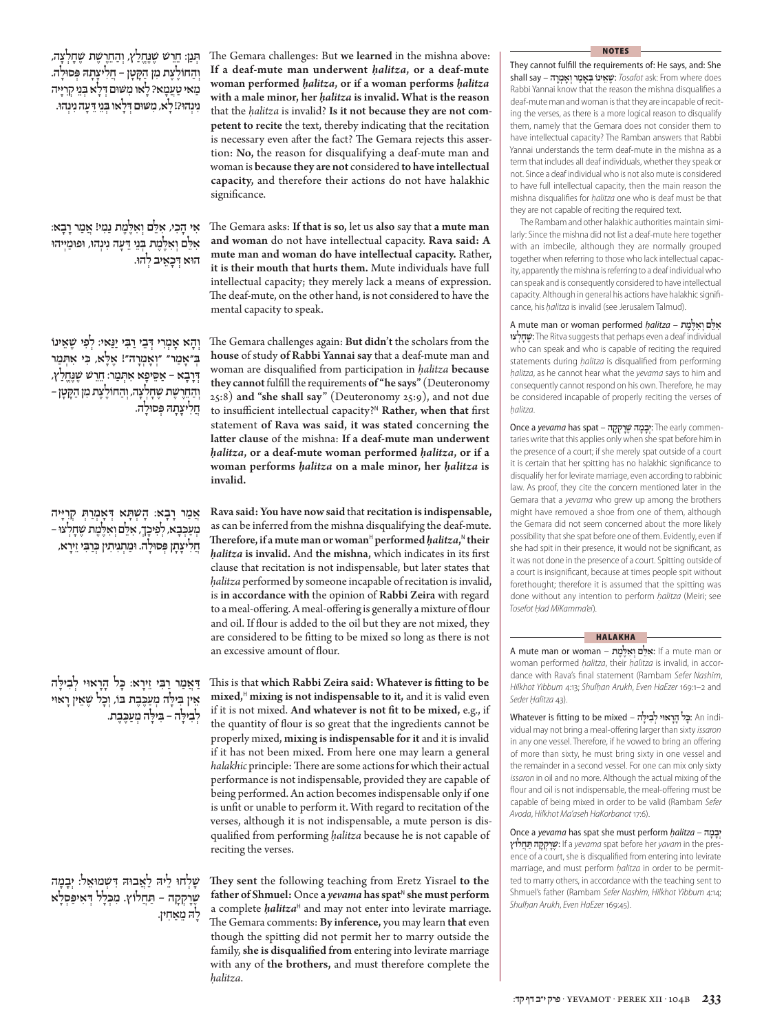תְּנַן: חֵרֵשׁ שֶׁנֶּחֱלַץ, וְהַחֵרֶשֶׁת שֶׁחָלְצָה, וְהַחוֹלֶצֶת מִן הַקָּטָן – חֲלִיצָתָהּ פְּסוּלָה. מַאי טַעְמָא? לָאו מִשּׁוּם דְּלָא בְּנֵי קְרִיָּיה נִינְהוּ?! לָא, מִשּׁוּם דְּלָאו בְּנֵי דֵּעָה נִינְהוּ.

The Gemara challenges: But **we learned** in the mishna above: **If a deaf-mute man underwent *ḥalitza*, or a deaf-mute woman performed *ḥalitza*, or if a woman performs *ḥalitza* with a male minor, her *ḥalitza* is invalid. What is the reason** that the *ḥalitza* is invalid? **Is it not because they are not competent to recite** the text, thereby indicating that the recitation is necessary even after the fact? The Gemara rejects this assertion: **No,** the reason for disqualifying a deaf-mute man and woman is **because they are not** considered **to have intellectual capacity,** and therefore their actions do not have halakhic significance.

אִי הָכִי, אִלֵּם וְאִלֶּמֶת נַמִי! אָמַר רָבָא: אִלֵּם וְאִלֶּמֶת בְּנֵי דֵּעָה נִינְהוּ, וּפוּמַיְיהוּ הוּא דְּכָאֵיב לְהוּ.

The Gemara asks: **If that is so,** let us **also** say that **a mute man and woman** do not have intellectual capacity. **Rava said: A mute man and woman do have intellectual capacity.** Rather, **it is their mouth that hurts them.** Mute individuals have full intellectual capacity; they merely lack a means of expression. The deaf-mute, on the other hand, is not considered to have the mental capacity to speak.

וְהָא אָמְרִי דְּבֵי רַבִּי יַנַּאי: לְפִי שֶׁאֵינוֹ בְּ״אָמַר״ ״וְאָמְרָה״! אֶלָּא, כִּי אִתְּמַר דְּרָבָא – אַסֵּיפָא אִתְּמַר: חֵרֵשׁ שֶׁנֶּחֱלַץ, וְהַחֵרֶשֶׁת שֶׁחָלְצָה, וְהַחוֹלֶצֶת מִן הַקָּטָן – חֲלִיצָתָהּ פְּסוּלָה.

The Gemara challenges again: **But didn't** the scholars from the **house** of study **of Rabbi Yannai say** that a deaf-mute man and woman are disqualified from participation in *ḥalitza* **because they cannot** fulfill the requirements **of "he says"** (Deuteronomy 25:8) **and "she shall say"** (Deuteronomy 25:9), and not due to insufficient intellectual capacity?[N] **Rather, when that** first statement **of Rava was said, it was stated** concerning **the latter clause** of the mishna: **If a deaf-mute man underwent *ḥalitza*, or a deaf-mute woman performed *ḥalitza*, or if a woman performs *ḥalitza* on a male minor, her *ḥalitza* is invalid.**

אָמַר רָבָא: הָשְׁתָּא דְּאָמְרַתְּ קְרִיָּיה מְעַכְּבָא, לְפִיכָךְ, אִלֵּם וְאִלֶּמֶת שֶׁחָלְצוּ – חֲלִיצָתָן פְּסוּלָה. וּמַתְנִיתִין כְּרַבִּי זֵירָא,

**Rava said: You have now said** that **recitation is indispensable,** as can be inferred from the mishna disqualifying the deaf-mute. **Therefore, if a mute man or woman**[H] **performed *ḥalitza*,**[N] **their *ḥalitza* is invalid.** And **the mishna,** which indicates in its first clause that recitation is not indispensable, but later states that *ḥalitza* performed by someone incapable of recitation is invalid, is **in accordance with** the opinion of **Rabbi Zeira** with regard to a meal-offering. A meal-offering is generally a mixture of flour and oil. If flour is added to the oil but they are not mixed, they are considered to be fitting to be mixed so long as there is not an excessive amount of flour.

דְּאָמַר רַבִּי זֵירָא: כׇּל הָרָאוּי לְבִילָּה אֵין בִּילָּה מְעַכֶּבֶת בּוֹ, וְכׇל שֶׁאֵין רָאוּי לְבִילָּה – בִּילָּה מְעַכֶּבֶת.

This is that **which Rabbi Zeira said: Whatever is fitting to be mixed,**[H] **mixing is not indispensable to it,** and it is valid even if it is not mixed. **And whatever is not fit to be mixed,** e.g., if the quantity of flour is so great that the ingredients cannot be properly mixed, **mixing is indispensable for it** and it is invalid if it has not been mixed. From here one may learn a general *halakhic* principle: There are some actions for which their actual performance is not indispensable, provided they are capable of being performed. An action becomes indispensable only if one is unfit or unable to perform it. With regard to recitation of the verses, although it is not indispensable, a mute person is disqualified from performing *ḥalitza* because he is not capable of reciting the verses.

שְׁלַחוּ לֵיהּ לַאֲבוּהּ דִּשְׁמוּאֵל: יְבָמָה שֶׁרָקְקָה – תַּחֲלוֹץ. מִכְּלָל דְּאִיפַּסְלָא לַהּ מֵאַחִין.

**They sent** the following teaching from Eretz Yisrael **to the father of Shmuel:** Once **a *yevama* has spat**[N] **she must perform** a complete ***ḥalitza***[H] and may not enter into levirate marriage. The Gemara comments: **By inference,** you may learn **that** even though the spitting did not permit her to marry outside the family, **she is disqualified from** entering into levirate marriage with any of **the brothers,** and must therefore complete the *ḥalitza*.

## NOTES

They cannot fulfill the requirements of: He says, and: She shall say – שֶׁאֵינוֹ בְּאָמַר וְאָמְרָה: *Tosafot* ask: From where does Rabbi Yannai know that the reason the mishna disqualifies a deaf-mute man and woman is that they are incapable of reciting the verses, as there is a more logical reason to disqualify them, namely that the Gemara does not consider them to have intellectual capacity? The Ramban answers that Rabbi Yannai understands the term deaf-mute in the mishna as a term that includes all deaf individuals, whether they speak or not. Since a deaf individual who is not also mute is considered to have full intellectual capacity, then the main reason the mishna disqualifies for *ḥalitza* one who is deaf must be that they are not capable of reciting the required text.

The Rambam and other halakhic authorities maintain similarly: Since the mishna did not list a deaf-mute here together with an imbecile, although they are normally grouped together when referring to those who lack intellectual capacity, apparently the mishna is referring to a deaf individual who can speak and is consequently considered to have intellectual capacity. Although in general his actions have halakhic significance, his *ḥalitza* is invalid (see Jerusalem Talmud).

A mute man or woman performed *ḥalitza* – אִלֵּם וְאִלֶּמֶת שֶׁחָלְצוּ: The Ritva suggests that perhaps even a deaf individual who can speak and who is capable of reciting the required statements during *ḥalitza* is disqualified from performing *ḥalitza*, as he cannot hear what the *yevama* says to him and consequently cannot respond on his own. Therefore, he may be considered incapable of properly reciting the verses of *ḥalitza*.

Once a *yevama* has spat – יְבָמָה שֶׁרָקְקָה: The early commentaries write that this applies only when she spat before him in the presence of a court; if she merely spat outside of a court it is certain that her spitting has no halakhic significance to disqualify her for levirate marriage, even according to rabbinic law. As proof, they cite the concern mentioned later in the Gemara that a *yevama* who grew up among the brothers might have removed a shoe from one of them, although the Gemara did not seem concerned about the more likely possibility that she spat before one of them. Evidently, even if she had spit in their presence, it would not be significant, as it was not done in the presence of a court. Spitting outside of a court is insignificant, because at times people spit without forethought; therefore it is assumed that the spitting was done without any intention to perform *ḥalitza* (Meiri; see *Tosefot Ḥad MiKamma'ei*).

## HALAKHA

A mute man or woman – אִלֵּם וְאִלֶּמֶת: If a mute man or woman performed *ḥalitza*, their *ḥalitza* is invalid, in accordance with Rava's final statement (Rambam *Sefer Nashim*, *Hilkhot Yibbum* 4:13; *Shulḥan Arukh*, *Even HaEzer* 169:1–2 and *Seder Ḥalitza* 43).

Whatever is fitting to be mixed – כׇּל הָרָאוּי לְבִילָּה: An individual may not bring a meal-offering larger than sixty *issaron* in any one vessel. Therefore, if he vowed to bring an offering of more than sixty, he must bring sixty in one vessel and the remainder in a second vessel. For one can mix only sixty *issaron* in oil and no more. Although the actual mixing of the flour and oil is not indispensable, the meal-offering must be capable of being mixed in order to be valid (Rambam *Sefer Avoda*, *Hilkhot Ma'aseh HaKorbanot* 17:6).

Once a *yevama* has spat she must perform *ḥalitza* – יְבָמָה שֶׁרָקְקָה תַּחֲלוֹץ: If a *yevama* spat before her *yavam* in the presence of a court, she is disqualified from entering into levirate marriage, and must perform *ḥalitza* in order to be permitted to marry others, in accordance with the teaching sent to Shmuel's father (Rambam *Sefer Nashim*, *Hilkhot Yibbum* 4:14; *Shulḥan Arukh*, *Even HaEzer* 169:45).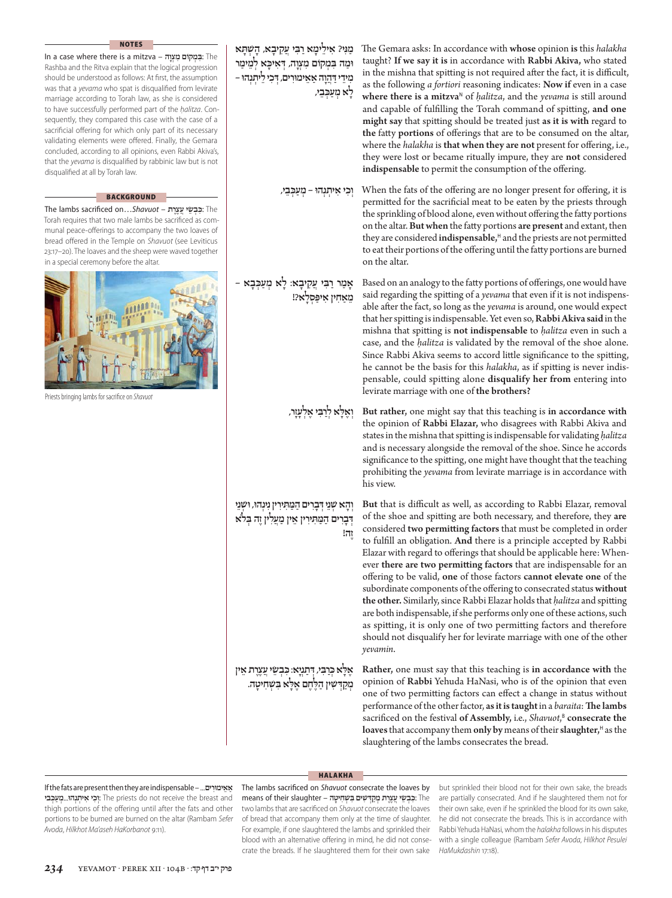## NOTES

In a case where there is a mitzva – בִּמְקוֹם מִצְוָה: The Rashba and the Ritva explain that the logical progression should be understood as follows: At first, the assumption was that a *yevama* who spat is disqualified from levirate marriage according to Torah law, as she is considered to have successfully performed part of the *ḥalitza*. Consequently, they compared this case with the case of a sacrificial offering for which only part of its necessary validating elements were offered. Finally, the Gemara concluded, according to all opinions, even Rabbi Akiva's, that the *yevama* is disqualified by rabbinic law but is not disqualified at all by Torah law.

## BACKGROUND

The lambs sacrificed on…*Shavuot* – כִּבְשֵׂי עֲצֶרֶת: The Torah requires that two male lambs be sacrificed as communal peace-offerings to accompany the two loaves of bread offered in the Temple on *Shavuot* (see Leviticus 23:17–20). The loaves and the sheep were waved together in a special ceremony before the altar.

Priests bringing lambs for sacrifice on *Shavuot*

---

מַנִּי? אִילֵימָא רַבִּי עֲקִיבָא, הָשְׁתָּא וּמָה בִּמְקוֹם מִצְוָה, דְּאִיכָּא לְמֵימַר מִידֵּי דַּהֲוָה אַאֵימוּרִים, דְּכִי לֵיתַנְהוּ – לָא מְעַכְּבִי,

The Gemara asks: In accordance with **whose** opinion **is** this *halakha* taught? **If we say it is** in accordance with **Rabbi Akiva,** who stated in the mishna that spitting is not required after the fact, it is difficult, as the following *a fortiori* reasoning indicates: **Now if** even in a case **where there is a mitzva**[N] of *ḥalitza*, and the *yevama* is still around and capable of fulfilling the Torah command of spitting, **and one might say** that spitting should be treated just **as it is with** regard to **the** fatty **portions** of offerings that are to be consumed on the altar, where the *halakha* is **that when they are not** present for offering, i.e., they were lost or became ritually impure, they are **not** considered **indispensable** to permit the consumption of the offering.

וְכִי אִיתַנְהוּ – מְעַכְּבִי,

When the fats of the offering are no longer present for offering, it is permitted for the sacrificial meat to be eaten by the priests through the sprinkling of blood alone, even without offering the fatty portions on the altar. **But when** the fatty portions **are present** and extant, then they are considered **indispensable,**[H] and the priests are not permitted to eat their portions of the offering until the fatty portions are burned on the altar.

אָמַר רַבִּי עֲקִיבָא: לָא מְעַכְּבָא – מֵאַחִין אִיפַּסְלָא?!

Based on an analogy to the fatty portions of offerings, one would have said regarding the spitting of a *yevama* that even if it is not indispensable after the fact, so long as the *yevama* is around, one would expect that her spitting is indispensable. Yet even so, **Rabbi Akiva said** in the mishna that spitting is **not indispensable** to *ḥalitza* even in such a case, and the *ḥalitza* is validated by the removal of the shoe alone. Since Rabbi Akiva seems to accord little significance to the spitting, he cannot be the basis for this *halakha*, as if spitting is never indispensable, could spitting alone **disqualify her from** entering into levirate marriage with one of **the brothers?**

וְאֶלָּא לְרַבִּי אֶלְעָזָר,

**But rather,** one might say that this teaching is **in accordance with** the opinion of **Rabbi Elazar,** who disagrees with Rabbi Akiva and states in the mishna that spitting is indispensable for validating *ḥalitza* and is necessary alongside the removal of the shoe. Since he accords significance to the spitting, one might have thought that the teaching prohibiting the *yevama* from levirate marriage is in accordance with his view.

וְהָא שְׁנֵי דְּבָרִים הַמַּתִּירִין נִינְהוּ, וּשְׁנֵי דְּבָרִים הַמַּתִּירִין אֵין מַעֲלִין זֶה בְּלֹא זֶה!

**But** that is difficult as well, as according to Rabbi Elazar, removal of the shoe and spitting are both necessary, and therefore, they **are** considered **two permitting factors** that must be completed in order to fulfill an obligation. **And** there is a principle accepted by Rabbi Elazar with regard to offerings that should be applicable here: Whenever **there are two permitting factors** that are indispensable for an offering to be valid, **one** of those factors **cannot elevate one** of the subordinate components of the offering to consecrated status **without the other.** Similarly, since Rabbi Elazar holds that *ḥalitza* and spitting are both indispensable, if she performs only one of these actions, such as spitting, it is only one of two permitting factors and therefore should not disqualify her for levirate marriage with one of the other *yevamin*.

אֶלָּא כְּרַבִּי, דְּתַנְיָא: כִּבְשֵׂי עֲצֶרֶת אֵין מְקַדְּשִׁין הַלֶּחֶם אֶלָּא בִּשְׁחִיטָה.

**Rather,** one must say that this teaching is **in accordance with** the opinion of **Rabbi** Yehuda HaNasi, who is of the opinion that even one of two permitting factors can effect a change in status without performance of the other factor, **as it is taught** in a *baraita*: **The lambs** sacrificed on the festival **of Assembly,** i.e., *Shavuot*,[B] **consecrate the loaves** that accompany them **only by** means of their **slaughter,**[H] as the slaughtering of the lambs consecrates the bread.

---

## HALAKHA

If the fats are present then they are indispensable – אֵימוּרִים...וְכִי אִיתַנְהוּ...מְעַכְּבִי: The priests do not receive the breast and thigh portions of the offering until after the fats and other portions to be burned are burned on the altar (Rambam *Sefer Avoda*, *Hilkhot Ma'aseh HaKorbanot* 9:11).

The lambs sacrificed on *Shavuot* consecrate the loaves by means of their slaughter – כִּבְשֵׂי עֲצֶרֶת מְקַדְּשִׁים בִּשְׁחִיטָה: The two lambs that are sacrificed on *Shavuot* consecrate the loaves of bread that accompany them only at the time of slaughter. For example, if one slaughtered the lambs and sprinkled their blood with an alternative offering in mind, he did not consecrate the breads. If he slaughtered them for their own sake but sprinkled their blood not for their own sake, the breads are partially consecrated. And if he slaughtered them not for their own sake, even if he sprinkled the blood for its own sake, he did not consecrate the breads. This is in accordance with Rabbi Yehuda HaNasi, whom the *halakha* follows in his disputes with a single colleague (Rambam *Sefer Avoda*, *Hilkhot Pesulei HaMukdashin* 17:18).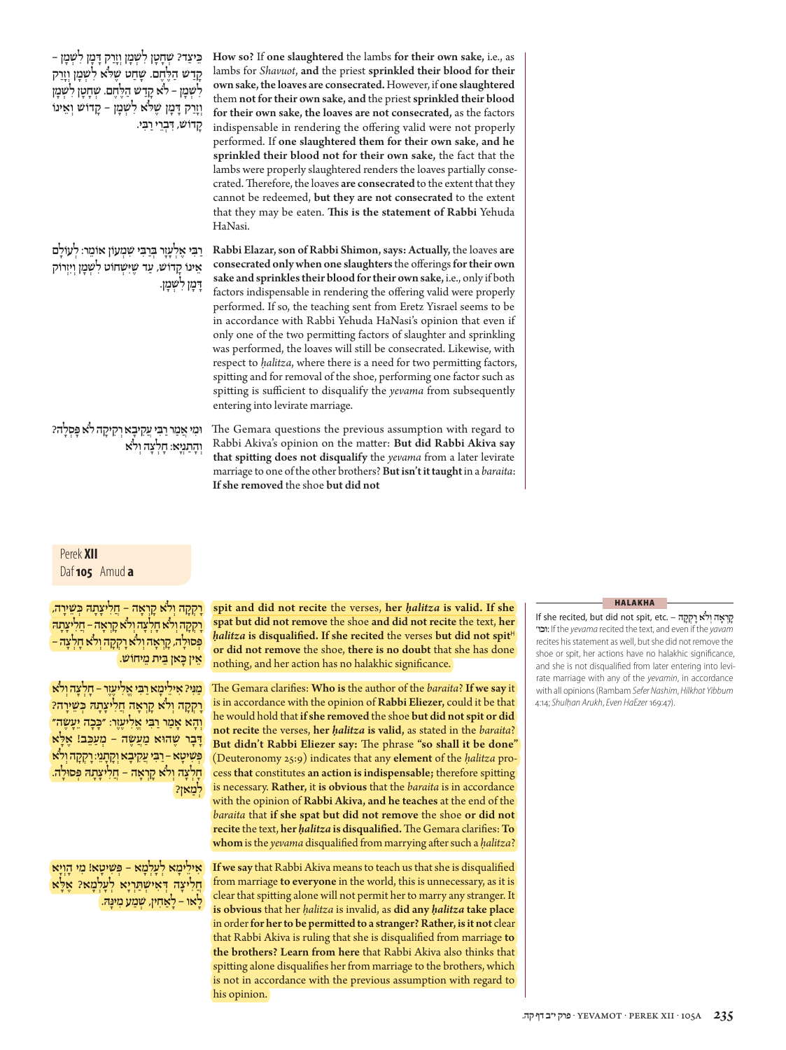כֵּיצַד? שְׁחָטָן לִשְׁמָן וְזָרַק דָּמָן לִשְׁמָן – קָדַשׁ הַלֶּחֶם. שָׁחַט שֶׁלֹּא לִשְׁמָן וְזָרַק לִשְׁמָן – לֹא קָדַשׁ הַלֶּחֶם. שְׁחָטָן לִשְׁמָן וְזָרַק דָּמָן שֶׁלֹּא לִשְׁמָן – קָדוֹשׁ וְאֵינוֹ קָדוֹשׁ, דִּבְרֵי רַבִּי.

**How so?** If **one slaughtered** the lambs **for their own sake,** i.e., as lambs for *Shavuot*, **and** the priest **sprinkled their blood for their own sake, the loaves are consecrated.** However, if **one slaughtered** them **not for their own sake, and** the priest **sprinkled their blood for their own sake, the loaves are not consecrated,** as the factors indispensable in rendering the offering valid were not properly performed. If **one slaughtered them for their own sake, and he sprinkled their blood not for their own sake,** the fact that the lambs were properly slaughtered renders the loaves partially consecrated. Therefore, the loaves **are consecrated** to the extent that they cannot be redeemed, **but they are not consecrated** to the extent that they may be eaten. **This is the statement of Rabbi** Yehuda HaNasi.

רַבִּי אֶלְעָזָר בְּרַבִּי שִׁמְעוֹן אוֹמֵר: לְעוֹלָם אֵינוֹ קָדוֹשׁ, עַד שֶׁיִּשְׁחוֹט לִשְׁמָן וְיִזְרוֹק דָּמָן לִשְׁמָן.

**Rabbi Elazar, son of Rabbi Shimon, says: Actually,** the loaves **are consecrated only when one slaughters** the offerings **for their own sake and sprinkles their blood for their own sake,** i.e., only if both factors indispensable in rendering the offering valid were properly performed. If so, the teaching sent from Eretz Yisrael seems to be in accordance with Rabbi Yehuda HaNasi's opinion that even if only one of the two permitting factors of slaughter and sprinkling was performed, the loaves will still be consecrated. Likewise, with respect to *ḥalitza*, where there is a need for two permitting factors, spitting and for removal of the shoe, performing one factor such as spitting is sufficient to disqualify the *yevama* from subsequently entering into levirate marriage.

וּמִי אָמַר רַבִּי עֲקִיבָא רְקִיקָה לֹא פָּסְלָה? וְהָתַנְיָא: חָלְצָה וְלֹא

The Gemara questions the previous assumption with regard to Rabbi Akiva's opinion on the matter: **But did Rabbi Akiva say that spitting does not disqualify** the *yevama* from a later levirate marriage to one of the other brothers? **But isn't it taught** in a *baraita*: **If she removed** the shoe **but did not**

Perek **XII**
Daf **105** Amud **a**

רָקְקָה וְלֹא קָרְאָה – חֲלִיצָתָהּ כְּשֵׁירָה, רָקְקָה וְלֹא חָלְצָה וְלֹא קָרְאָה – חֲלִיצָתָהּ פְּסוּלָה, קָרְאָה וְלֹא רָקְקָה וְלֹא חָלְצָה – אֵין כָּאן בֵּית מֵיחוֹשׁ.

**spit and did not recite** the verses, **her *ḥalitza* is valid. If she spat but did not remove** the shoe **and did not recite** the text, **her *ḥalitza* is disqualified. If she recited** the verses **but did not spit**[H] **or did not remove** the shoe, **there is no doubt** that she has done nothing, and her action has no halakhic significance.

מַנִּי? אִילֵימָא רַבִּי אֱלִיעֶזֶר – חָלְצָה וְלֹא רָקְקָה וְלֹא קָרְאָה חֲלִיצָתָהּ כְּשֵׁירָה? וְהָא אָמַר רַבִּי אֱלִיעֶזֶר: "כָּכָה יֵעָשֶׂה" דָּבָר שֶׁהוּא מַעֲשֶׂה – מְעַכֵּב! אֶלָּא פְּשִׁיטָא – רַבִּי עֲקִיבָא וְקָתָנֵי: רָקְקָה וְלֹא חָלְצָה וְלֹא קָרְאָה – חֲלִיצָתָהּ פְּסוּלָה. לְמַאן?

The Gemara clarifies: **Who is** the author of the *baraita*? **If we say** it is in accordance with the opinion of **Rabbi Eliezer,** could it be that he would hold that **if she removed** the shoe **but did not spit or did not recite** the verses, **her *ḥalitza* is valid,** as stated in the *baraita*? **But didn't Rabbi Eliezer say:** The phrase **"so shall it be done"** (Deuteronomy 25:9) indicates that any **element** of the *ḥalitza* process **that** constitutes **an action is indispensable;** therefore spitting is necessary. **Rather,** it **is obvious** that the *baraita* is in accordance with the opinion of **Rabbi Akiva, and he teaches** at the end of the *baraita* that **if she spat but did not remove** the shoe **or did not recite** the text, **her *ḥalitza* is disqualified.** The Gemara clarifies: **To whom** is the *yevama* disqualified from marrying after such a *ḥalitza*?

אִילֵימָא לְעָלְמָא – פְּשִׁיטָא! מִי הָוְיָא חֲלִיצָה דְּאִישְׁתְּרְיָא לְעָלְמָא? אֶלָּא לָאו – לָאַחִין, שְׁמַע מִינָּהּ.

**If we say** that Rabbi Akiva means to teach us that she is disqualified from marriage **to everyone** in the world, this is unnecessary, as it is clear that spitting alone will not permit her to marry any stranger. It **is obvious** that her *ḥalitza* is invalid, as **did any *ḥalitza* take place** in order **for her to be permitted to a stranger? Rather, is it not** clear that Rabbi Akiva is ruling that she is disqualified from marriage **to the brothers? Learn from here** that Rabbi Akiva also thinks that spitting alone disqualifies her from marriage to the brothers, which is not in accordance with the previous assumption with regard to his opinion.

**HALAKHA**

**If she recited, but did not spit, etc.** – **קָרְאָה וְלֹא רָקְקָה וכו׳**: If the *yevama* recited the text, and even if the *yavam* recites his statement as well, but she did not remove the shoe or spit, her actions have no halakhic significance, and she is not disqualified from later entering into levirate marriage with any of the *yevamin*, in accordance with all opinions (Rambam *Sefer Nashim*, *Hilkhot Yibbum* 4:14; *Shulḥan Arukh*, *Even HaEzer* 169:47).